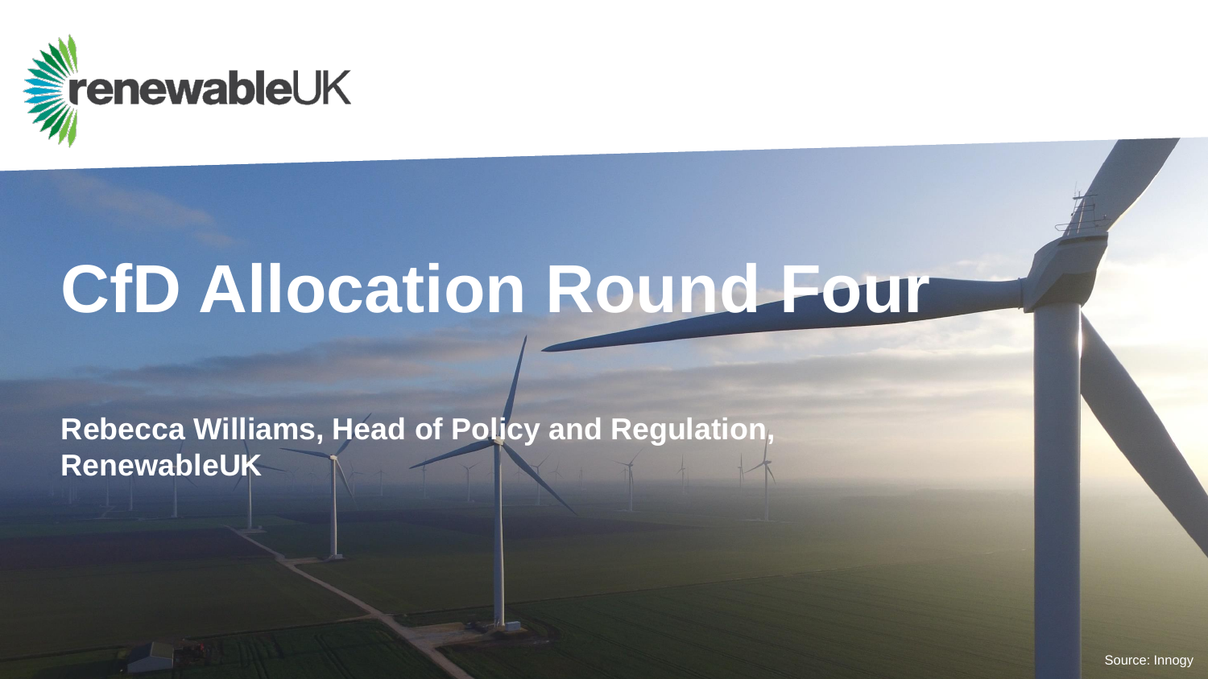renewableUK

# CfD Allocation Round Four

**Rebecca Williams, Head of Policy and Regulation, RenewableUK**

Source: Innogy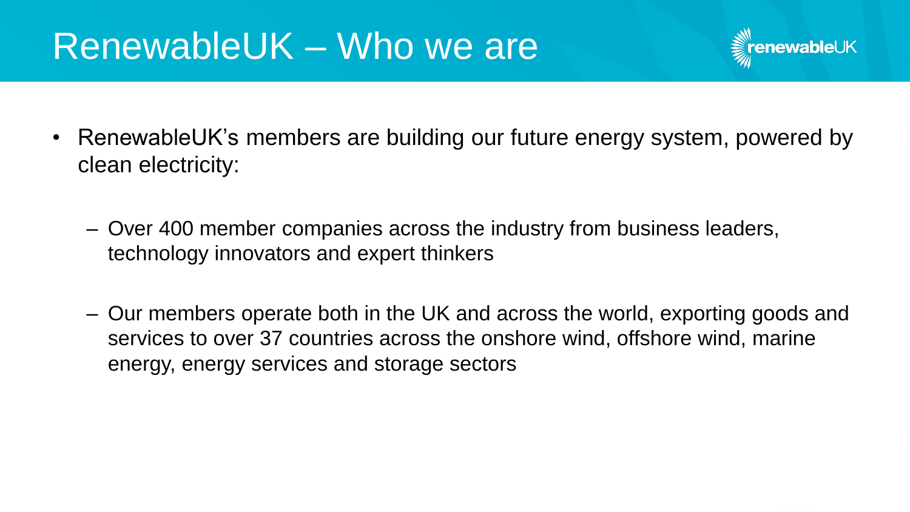# RenewableUK – Who we are

- RenewableUK's members are building our future energy system, powered by clean electricity:
  - Over 400 member companies across the industry from business leaders, technology innovators and expert thinkers
  - Our members operate both in the UK and across the world, exporting goods and services to over 37 countries across the onshore wind, offshore wind, marine energy, energy services and storage sectors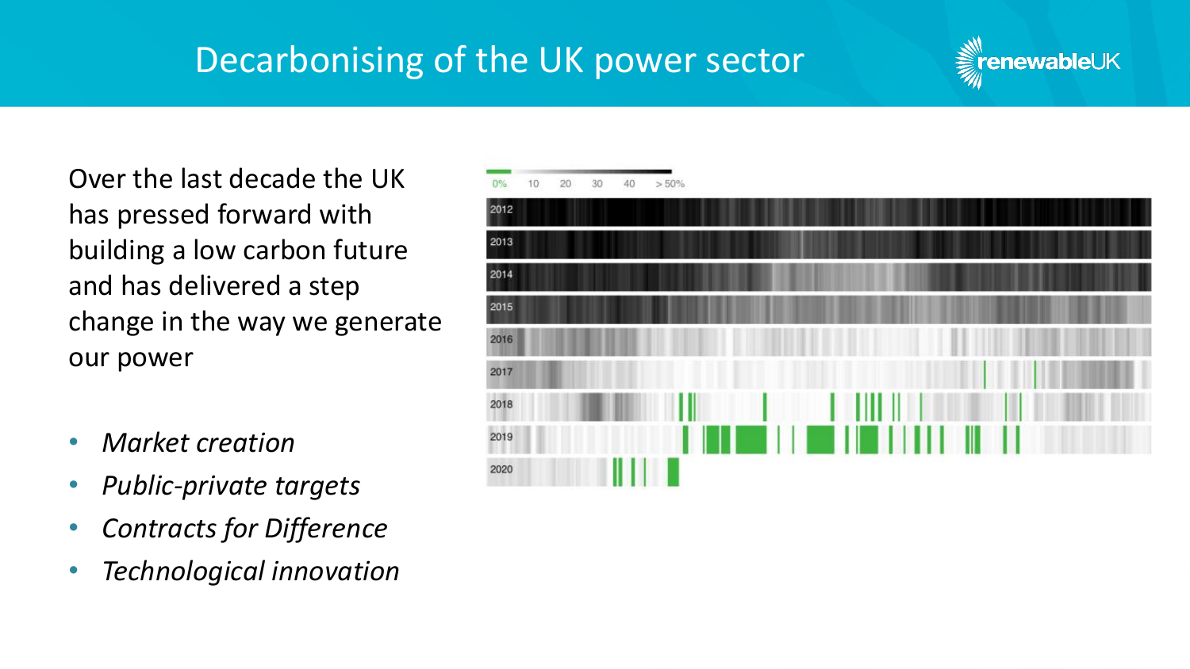# Decarbonising of the UK power sector

Over the last decade the UK has pressed forward with building a low carbon future and has delivered a step change in the way we generate our power

- *Market creation*
- *Public-private targets*
- *Contracts for Difference*
- *Technological innovation*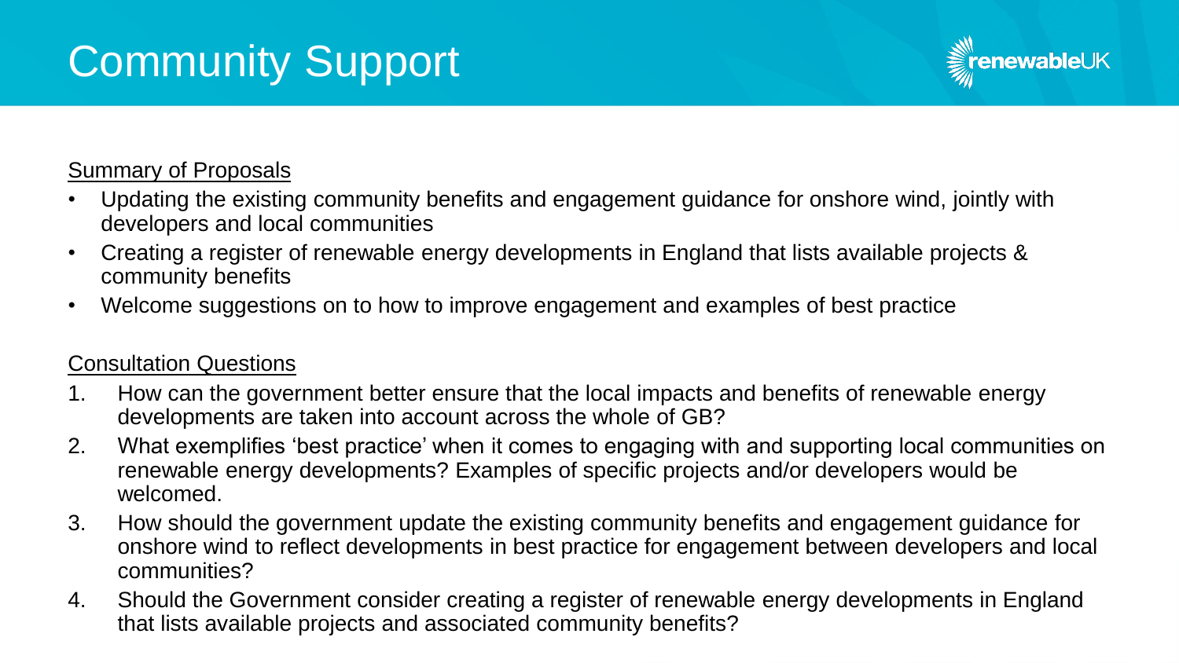# Community Support

Summary of Proposals

- Updating the existing community benefits and engagement guidance for onshore wind, jointly with developers and local communities
- Creating a register of renewable energy developments in England that lists available projects & community benefits
- Welcome suggestions on to how to improve engagement and examples of best practice

Consultation Questions

1. How can the government better ensure that the local impacts and benefits of renewable energy developments are taken into account across the whole of GB?
2. What exemplifies 'best practice' when it comes to engaging with and supporting local communities on renewable energy developments? Examples of specific projects and/or developers would be welcomed.
3. How should the government update the existing community benefits and engagement guidance for onshore wind to reflect developments in best practice for engagement between developers and local communities?
4. Should the Government consider creating a register of renewable energy developments in England that lists available projects and associated community benefits?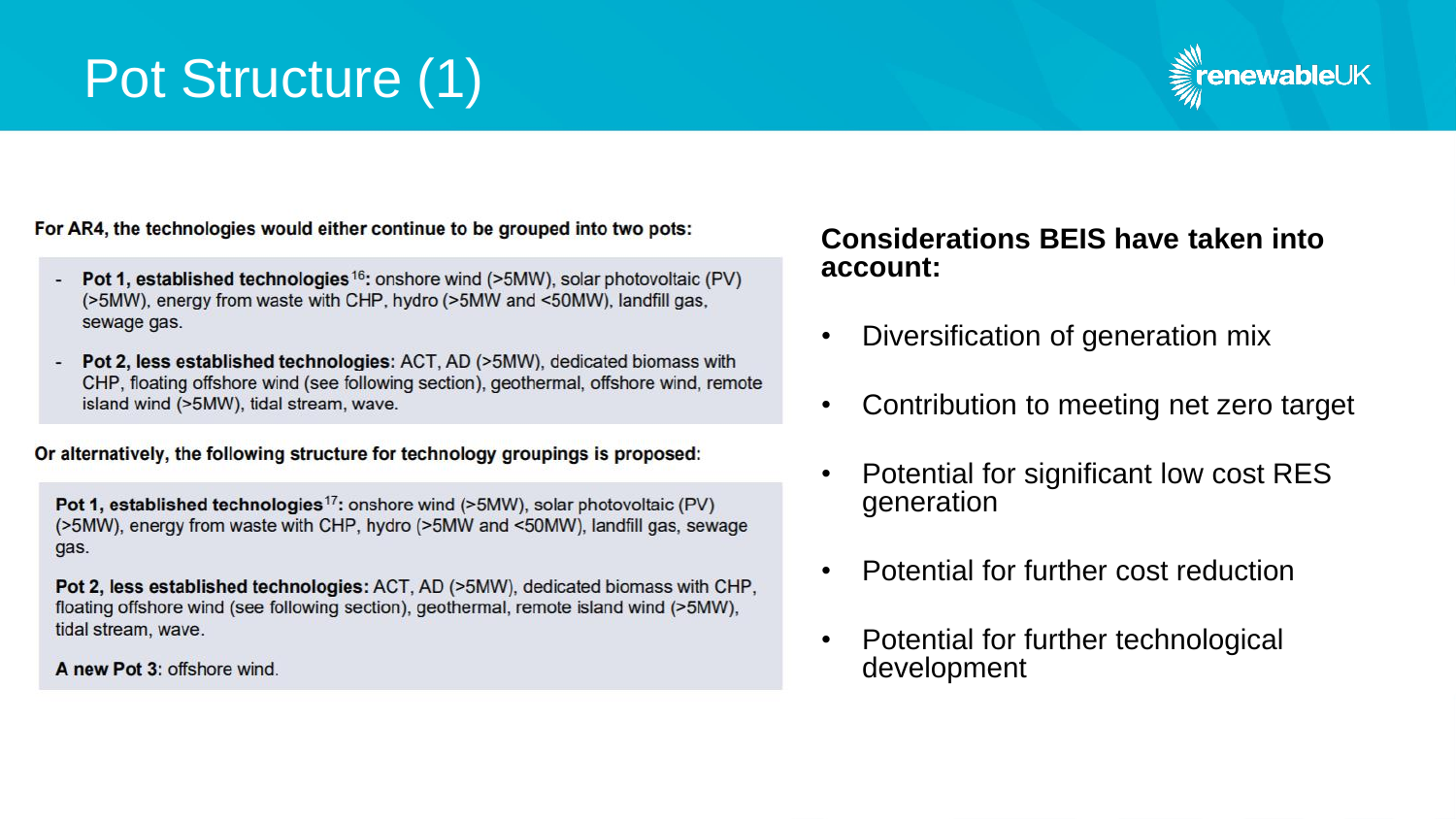# Pot Structure (1)

For AR4, the technologies would either continue to be grouped into two pots:

- **Pot 1, established technologies**[16]**:** onshore wind (>5MW), solar photovoltaic (PV) (>5MW), energy from waste with CHP, hydro (>5MW and <50MW), landfill gas, sewage gas.
- **Pot 2, less established technologies:** ACT, AD (>5MW), dedicated biomass with CHP, floating offshore wind (see following section), geothermal, offshore wind, remote island wind (>5MW), tidal stream, wave.

Or alternatively, the following structure for technology groupings is proposed:

**Pot 1, established technologies**[17]**:** onshore wind (>5MW), solar photovoltaic (PV) (>5MW), energy from waste with CHP, hydro (>5MW and <50MW), landfill gas, sewage gas.

**Pot 2, less established technologies:** ACT, AD (>5MW), dedicated biomass with CHP, floating offshore wind (see following section), geothermal, remote island wind (>5MW), tidal stream, wave.

**A new Pot 3**: offshore wind.

## Considerations BEIS have taken into account:

- Diversification of generation mix
- Contribution to meeting net zero target
- Potential for significant low cost RES generation
- Potential for further cost reduction
- Potential for further technological development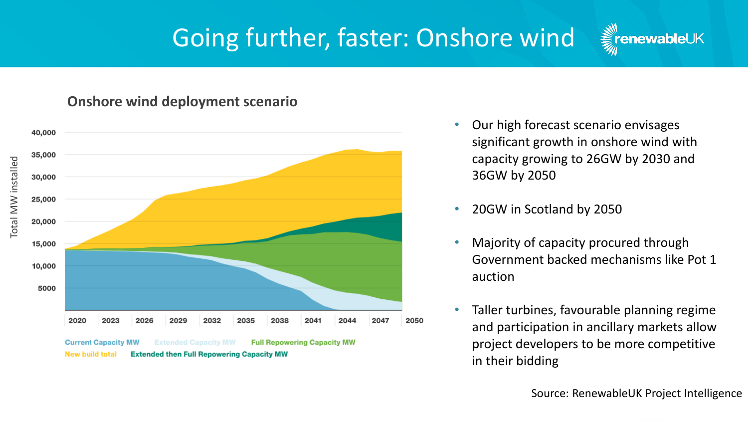# Going further, faster: Onshore wind

renewableUK

## Onshore wind deployment scenario

Total MW installed

40,000
35,000
30,000
25,000
20,000
15,000
10,000
5000

2020
2023
2026
2029
2032
2035
2038
2041
2044
2047
2050

Current Capacity MW
Extended Capacity MW
Full Repowering Capacity MW
New build total
Extended then Full Repowering Capacity MW

- Our high forecast scenario envisages significant growth in onshore wind with capacity growing to 26GW by 2030 and 36GW by 2050
- 20GW in Scotland by 2050
- Majority of capacity procured through Government backed mechanisms like Pot 1 auction
- Taller turbines, favourable planning regime and participation in ancillary markets allow project developers to be more competitive in their bidding

Source: RenewableUK Project Intelligence